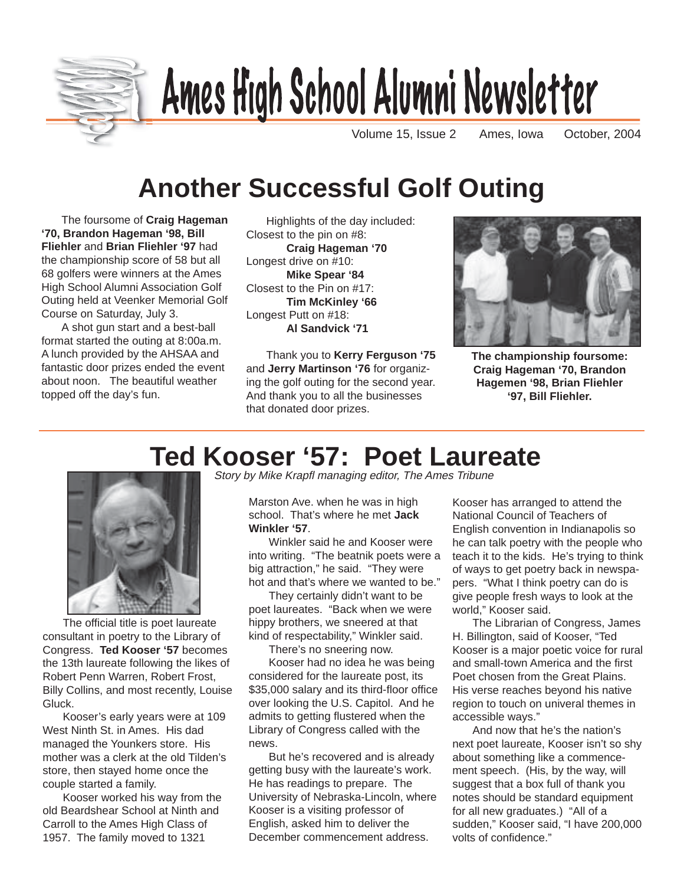# Ames High School Alumni Newsletter

Volume 15, Issue 2 Ames, Iowa October, 2004

## Another Successful Golf Outing

The foursome of **Craig Hageman '70, Brandon Hageman '98, Bill Fliehler** and **Brian Fliehler '97** had the championship score of 58 but all 68 golfers were winners at the Ames High School Alumni Association Golf Outing held at Veenker Memorial Golf Course on Saturday, July 3.

A shot gun start and a best-ball format started the outing at 8:00a.m. A lunch provided by the AHSAA and fantastic door prizes ended the event about noon. The beautiful weather topped off the day's fun.

Highlights of the day included:
Closest to the pin on #8:
**Craig Hageman '70**
Longest drive on #10:
**Mike Spear '84**
Closest to the Pin on #17:
**Tim McKinley '66**
Longest Putt on #18:
**Al Sandvick '71**

Thank you to **Kerry Ferguson '75** and **Jerry Martinson '76** for organizing the golf outing for the second year. And thank you to all the businesses that donated door prizes.

**The championship foursome: Craig Hageman '70, Brandon Hagemen '98, Brian Fliehler '97, Bill Fliehler.**

## Ted Kooser '57: Poet Laureate

*Story by Mike Krapfl managing editor, The Ames Tribune*

The official title is poet laureate consultant in poetry to the Library of Congress. **Ted Kooser '57** becomes the 13th laureate following the likes of Robert Penn Warren, Robert Frost, Billy Collins, and most recently, Louise Gluck.

Kooser's early years were at 109 West Ninth St. in Ames. His dad managed the Younkers store. His mother was a clerk at the old Tilden's store, then stayed home once the couple started a family.

Kooser worked his way from the old Beardshear School at Ninth and Carroll to the Ames High Class of 1957. The family moved to 1321 Marston Ave. when he was in high school. That's where he met **Jack Winkler '57**.

Winkler said he and Kooser were into writing. "The beatnik poets were a big attraction," he said. "They were hot and that's where we wanted to be."

They certainly didn't want to be poet laureates. "Back when we were hippy brothers, we sneered at that kind of respectability," Winkler said.

There's no sneering now.

Kooser had no idea he was being considered for the laureate post, its $35,000 salary and its third-floor office over looking the U.S. Capitol. And he admits to getting flustered when the Library of Congress called with the news.

But he's recovered and is already getting busy with the laureate's work. He has readings to prepare. The University of Nebraska-Lincoln, where Kooser is a visiting professor of English, asked him to deliver the December commencement address.

Kooser has arranged to attend the National Council of Teachers of English convention in Indianapolis so he can talk poetry with the people who teach it to the kids. He's trying to think of ways to get poetry back in newspapers. "What I think poetry can do is give people fresh ways to look at the world," Kooser said.

The Librarian of Congress, James H. Billington, said of Kooser, "Ted Kooser is a major poetic voice for rural and small-town America and the first Poet chosen from the Great Plains. His verse reaches beyond his native region to touch on univeral themes in accessible ways."

And now that he's the nation's next poet laureate, Kooser isn't so shy about something like a commencement speech. (His, by the way, will suggest that a box full of thank you notes should be standard equipment for all new graduates.) "All of a sudden," Kooser said, "I have 200,000 volts of confidence."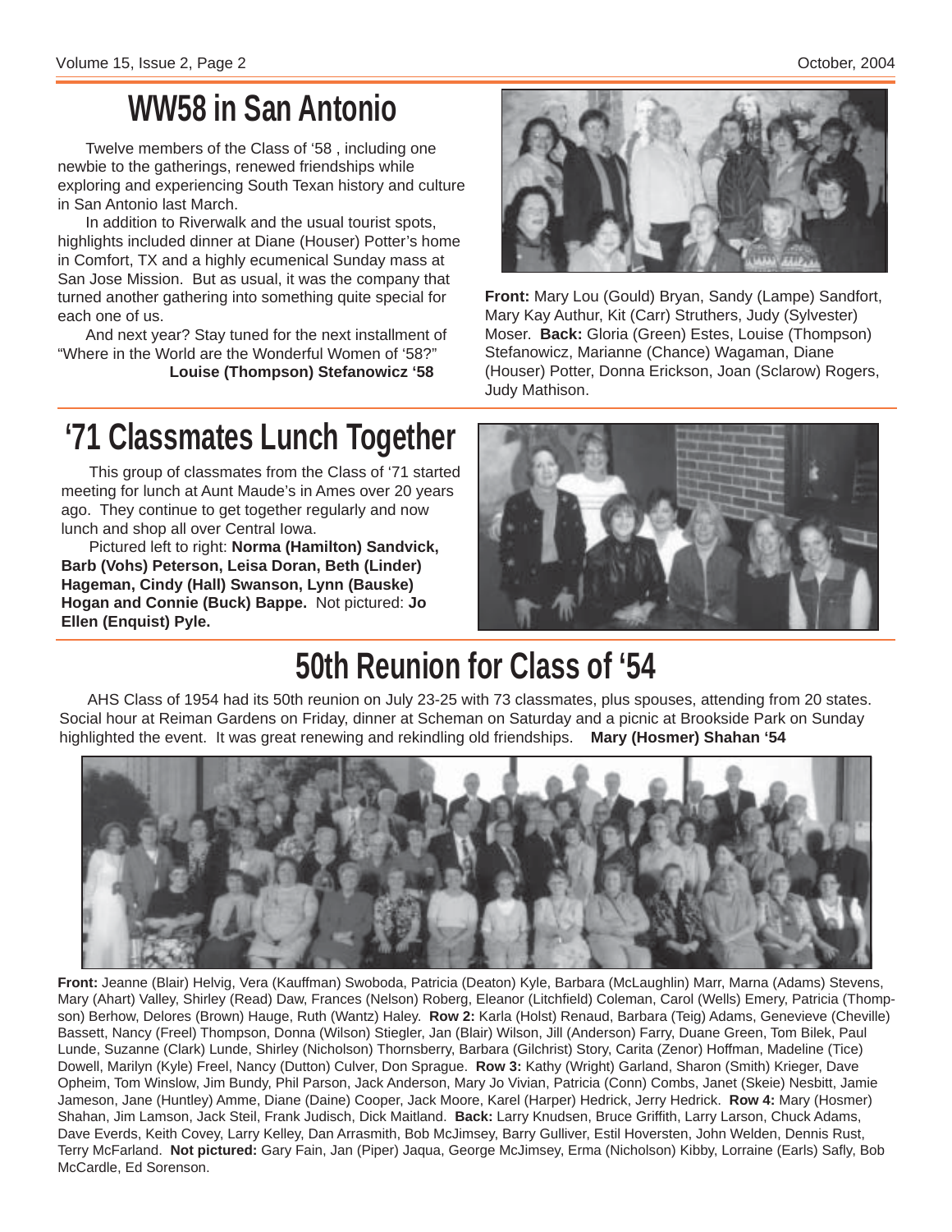# WW58 in San Antonio

Twelve members of the Class of '58 , including one newbie to the gatherings, renewed friendships while exploring and experiencing South Texan history and culture in San Antonio last March.

In addition to Riverwalk and the usual tourist spots, highlights included dinner at Diane (Houser) Potter's home in Comfort, TX and a highly ecumenical Sunday mass at San Jose Mission. But as usual, it was the company that turned another gathering into something quite special for each one of us.

And next year? Stay tuned for the next installment of "Where in the World are the Wonderful Women of '58?"

**Louise (Thompson) Stefanowicz '58**

**Front:** Mary Lou (Gould) Bryan, Sandy (Lampe) Sandfort, Mary Kay Authur, Kit (Carr) Struthers, Judy (Sylvester) Moser. **Back:** Gloria (Green) Estes, Louise (Thompson) Stefanowicz, Marianne (Chance) Wagaman, Diane (Houser) Potter, Donna Erickson, Joan (Sclarow) Rogers, Judy Mathison.

# '71 Classmates Lunch Together

This group of classmates from the Class of '71 started meeting for lunch at Aunt Maude's in Ames over 20 years ago. They continue to get together regularly and now lunch and shop all over Central Iowa.

Pictured left to right: **Norma (Hamilton) Sandvick, Barb (Vohs) Peterson, Leisa Doran, Beth (Linder) Hageman, Cindy (Hall) Swanson, Lynn (Bauske) Hogan and Connie (Buck) Bappe.** Not pictured: **Jo Ellen (Enquist) Pyle.**

# 50th Reunion for Class of '54

AHS Class of 1954 had its 50th reunion on July 23-25 with 73 classmates, plus spouses, attending from 20 states. Social hour at Reiman Gardens on Friday, dinner at Scheman on Saturday and a picnic at Brookside Park on Sunday highlighted the event. It was great renewing and rekindling old friendships. **Mary (Hosmer) Shahan '54**

**Front:** Jeanne (Blair) Helvig, Vera (Kauffman) Swoboda, Patricia (Deaton) Kyle, Barbara (McLaughlin) Marr, Marna (Adams) Stevens, Mary (Ahart) Valley, Shirley (Read) Daw, Frances (Nelson) Roberg, Eleanor (Litchfield) Coleman, Carol (Wells) Emery, Patricia (Thompson) Berhow, Delores (Brown) Hauge, Ruth (Wantz) Haley. **Row 2:** Karla (Holst) Renaud, Barbara (Teig) Adams, Genevieve (Cheville) Bassett, Nancy (Freel) Thompson, Donna (Wilson) Stiegler, Jan (Blair) Wilson, Jill (Anderson) Farry, Duane Green, Tom Bilek, Paul Lunde, Suzanne (Clark) Lunde, Shirley (Nicholson) Thornsberry, Barbara (Gilchrist) Story, Carita (Zenor) Hoffman, Madeline (Tice) Dowell, Marilyn (Kyle) Freel, Nancy (Dutton) Culver, Don Sprague. **Row 3:** Kathy (Wright) Garland, Sharon (Smith) Krieger, Dave Opheim, Tom Winslow, Jim Bundy, Phil Parson, Jack Anderson, Mary Jo Vivian, Patricia (Conn) Combs, Janet (Skeie) Nesbitt, Jamie Jameson, Jane (Huntley) Amme, Diane (Daine) Cooper, Jack Moore, Karel (Harper) Hedrick, Jerry Hedrick. **Row 4:** Mary (Hosmer) Shahan, Jim Lamson, Jack Steil, Frank Judisch, Dick Maitland. **Back:** Larry Knudsen, Bruce Griffith, Larry Larson, Chuck Adams, Dave Everds, Keith Covey, Larry Kelley, Dan Arrasmith, Bob McJimsey, Barry Gulliver, Estil Hoversten, John Welden, Dennis Rust, Terry McFarland. **Not pictured:** Gary Fain, Jan (Piper) Jaqua, George McJimsey, Erma (Nicholson) Kibby, Lorraine (Earls) Safly, Bob McCardle, Ed Sorenson.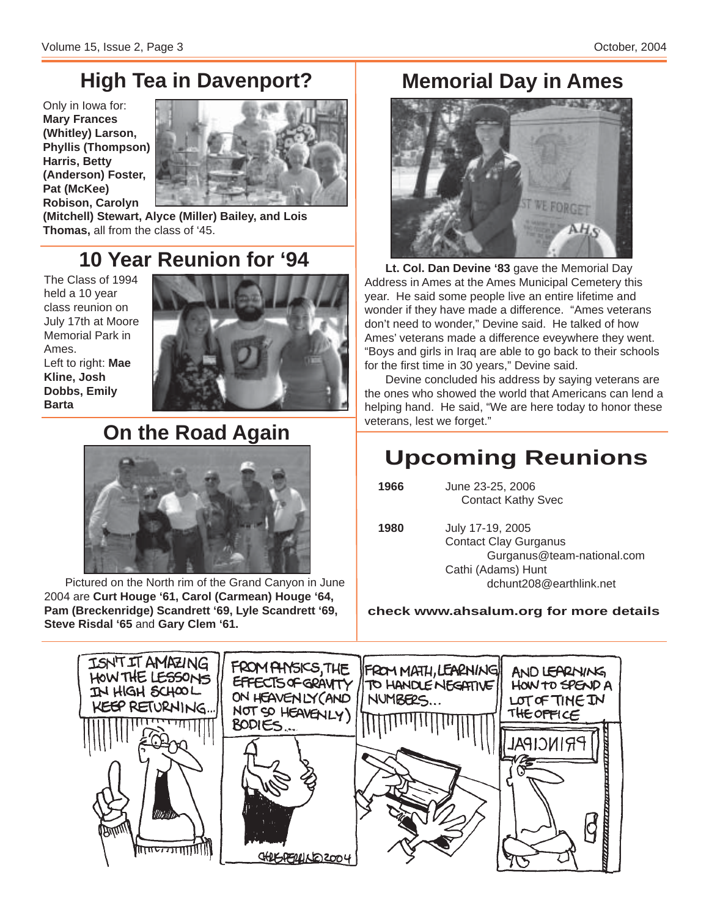## High Tea in Davenport?

Only in Iowa for: **Mary Frances (Whitley) Larson, Phyllis (Thompson) Harris, Betty (Anderson) Foster, Pat (McKee) Robison, Carolyn (Mitchell) Stewart, Alyce (Miller) Bailey, and Lois Thomas,** all from the class of '45.

## 10 Year Reunion for '94

The Class of 1994 held a 10 year class reunion on July 17th at Moore Memorial Park in Ames.

Left to right: **Mae Kline, Josh Dobbs, Emily Barta**

## On the Road Again

Pictured on the North rim of the Grand Canyon in June 2004 are **Curt Houge '61, Carol (Carmean) Houge '64, Pam (Breckenridge) Scandrett '69, Lyle Scandrett '69, Steve Risdal '65** and **Gary Clem '61.**

## Memorial Day in Ames

**Lt. Col. Dan Devine '83** gave the Memorial Day Address in Ames at the Ames Municipal Cemetery this year. He said some people live an entire lifetime and wonder if they have made a difference. "Ames veterans don't need to wonder," Devine said. He talked of how Ames' veterans made a difference eveywhere they went. "Boys and girls in Iraq are able to go back to their schools for the first time in 30 years," Devine said.

Devine concluded his address by saying veterans are the ones who showed the world that Americans can lend a helping hand. He said, "We are here today to honor these veterans, lest we forget."

## Upcoming Reunions

| | |
|---|---|
| **1966** | June 23-25, 2006<br>Contact Kathy Svec |
| **1980** | July 17-19, 2005<br>Contact Clay Gurganus<br>Gurganus@team-national.com<br>Cathi (Adams) Hunt<br>dchunt208@earthlink.net |

**check www.ahsalum.org for more details**

ISN'T IT AMAZING HOW THE LESSONS IN HIGH SCHOOL KEEP RETURNING... FROM PHYSICS, THE EFFECTS OF GRAVITY ON HEAVENLY (AND NOT SO HEAVENLY) BODIES... FROM MATH, LEARNING TO HANDLE NEGATIVE NUMBERS... AND LEARNING HOW TO SPEND A LOT OF TIME IN THE OFFICE

PRINCIPAL

CHRIS PERKINS © 2004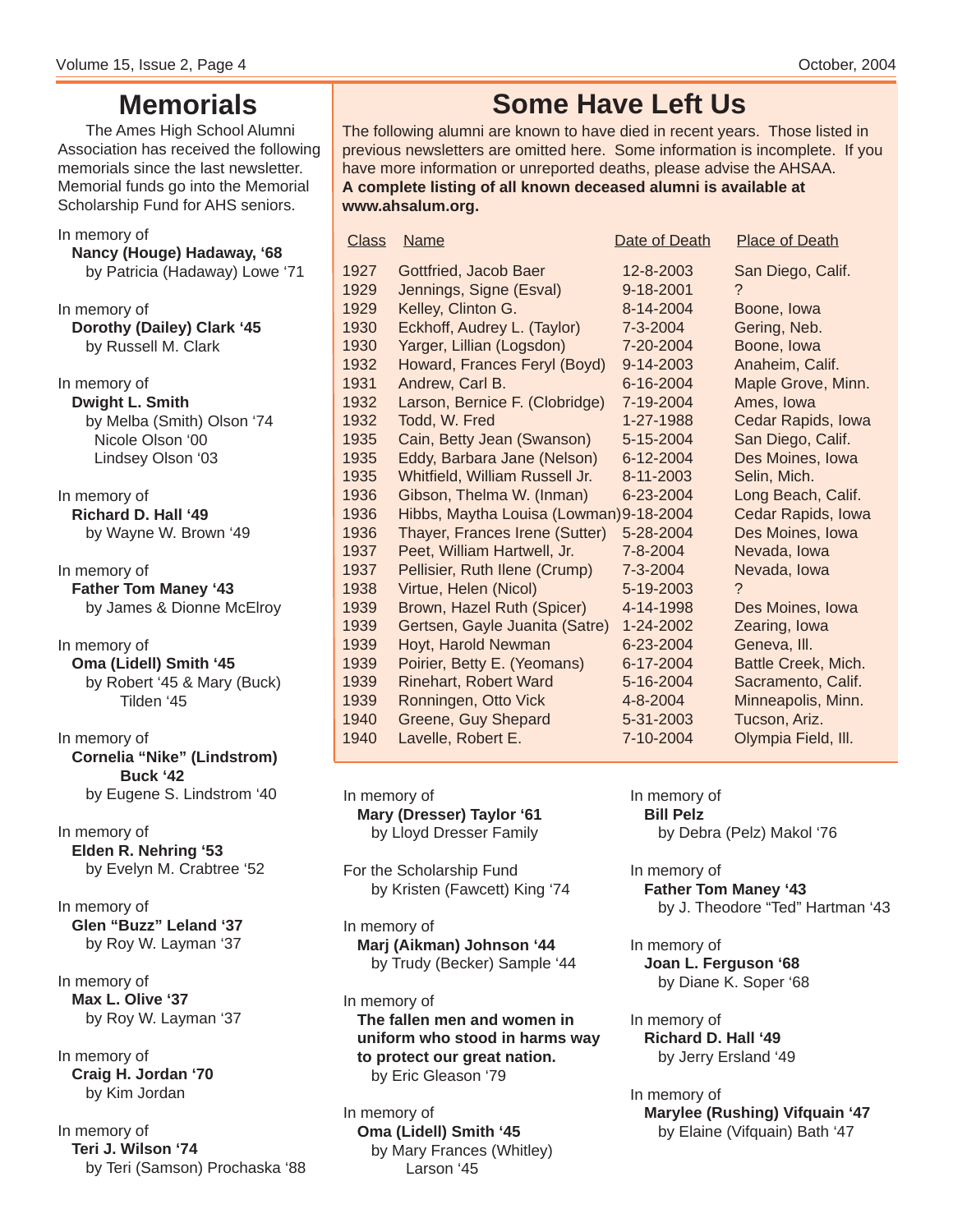# Memorials

The Ames High School Alumni Association has received the following memorials since the last newsletter. Memorial funds go into the Memorial Scholarship Fund for AHS seniors.

In memory of
**Nancy (Houge) Hadaway, '68**
by Patricia (Hadaway) Lowe '71

In memory of
**Dorothy (Dailey) Clark '45**
by Russell M. Clark

In memory of
**Dwight L. Smith**
by Melba (Smith) Olson '74
Nicole Olson '00
Lindsey Olson '03

In memory of
**Richard D. Hall '49**
by Wayne W. Brown '49

In memory of
**Father Tom Maney '43**
by James & Dionne McElroy

In memory of
**Oma (Lidell) Smith '45**
by Robert '45 & Mary (Buck) Tilden '45

In memory of
**Cornelia "Nike" (Lindstrom) Buck '42**
by Eugene S. Lindstrom '40

In memory of
**Elden R. Nehring '53**
by Evelyn M. Crabtree '52

In memory of
**Glen "Buzz" Leland '37**
by Roy W. Layman '37

In memory of
**Max L. Olive '37**
by Roy W. Layman '37

In memory of
**Craig H. Jordan '70**
by Kim Jordan

In memory of
**Teri J. Wilson '74**
by Teri (Samson) Prochaska '88

# Some Have Left Us

The following alumni are known to have died in recent years. Those listed in previous newsletters are omitted here. Some information is incomplete. If you have more information or unreported deaths, please advise the AHSAA.
**A complete listing of all known deceased alumni is available at www.ahsalum.org.**

| Class | Name | Date of Death | Place of Death |
|---|---|---|---|
| 1927 | Gottfried, Jacob Baer | 12-8-2003 | San Diego, Calif. |
| 1929 | Jennings, Signe (Esval) | 9-18-2001 | ? |
| 1929 | Kelley, Clinton G. | 8-14-2004 | Boone, Iowa |
| 1930 | Eckhoff, Audrey L. (Taylor) | 7-3-2004 | Gering, Neb. |
| 1930 | Yarger, Lillian (Logsdon) | 7-20-2004 | Boone, Iowa |
| 1932 | Howard, Frances Feryl (Boyd) | 9-14-2003 | Anaheim, Calif. |
| 1931 | Andrew, Carl B. | 6-16-2004 | Maple Grove, Minn. |
| 1932 | Larson, Bernice F. (Clobridge) | 7-19-2004 | Ames, Iowa |
| 1932 | Todd, W. Fred | 1-27-1988 | Cedar Rapids, Iowa |
| 1935 | Cain, Betty Jean (Swanson) | 5-15-2004 | San Diego, Calif. |
| 1935 | Eddy, Barbara Jane (Nelson) | 6-12-2004 | Des Moines, Iowa |
| 1935 | Whitfield, William Russell Jr. | 8-11-2003 | Selin, Mich. |
| 1936 | Gibson, Thelma W. (Inman) | 6-23-2004 | Long Beach, Calif. |
| 1936 | Hibbs, Maytha Louisa (Lowman) | 9-18-2004 | Cedar Rapids, Iowa |
| 1936 | Thayer, Frances Irene (Sutter) | 5-28-2004 | Des Moines, Iowa |
| 1937 | Peet, William Hartwell, Jr. | 7-8-2004 | Nevada, Iowa |
| 1937 | Pellisier, Ruth Ilene (Crump) | 7-3-2004 | Nevada, Iowa |
| 1938 | Virtue, Helen (Nicol) | 5-19-2003 | ? |
| 1939 | Brown, Hazel Ruth (Spicer) | 4-14-1998 | Des Moines, Iowa |
| 1939 | Gertsen, Gayle Juanita (Satre) | 1-24-2002 | Zearing, Iowa |
| 1939 | Hoyt, Harold Newman | 6-23-2004 | Geneva, Ill. |
| 1939 | Poirier, Betty E. (Yeomans) | 6-17-2004 | Battle Creek, Mich. |
| 1939 | Rinehart, Robert Ward | 5-16-2004 | Sacramento, Calif. |
| 1939 | Ronningen, Otto Vick | 4-8-2004 | Minneapolis, Minn. |
| 1940 | Greene, Guy Shepard | 5-31-2003 | Tucson, Ariz. |
| 1940 | Lavelle, Robert E. | 7-10-2004 | Olympia Field, Ill. |

In memory of
**Mary (Dresser) Taylor '61**
by Lloyd Dresser Family

For the Scholarship Fund
by Kristen (Fawcett) King '74

In memory of
**Marj (Aikman) Johnson '44**
by Trudy (Becker) Sample '44

In memory of
**The fallen men and women in uniform who stood in harms way to protect our great nation.**
by Eric Gleason '79

In memory of
**Oma (Lidell) Smith '45**
by Mary Frances (Whitley) Larson '45

In memory of
**Bill Pelz**
by Debra (Pelz) Makol '76

In memory of
**Father Tom Maney '43**
by J. Theodore "Ted" Hartman '43

In memory of
**Joan L. Ferguson '68**
by Diane K. Soper '68

In memory of
**Richard D. Hall '49**
by Jerry Ersland '49

In memory of
**Marylee (Rushing) Vifquain '47**
by Elaine (Vifquain) Bath '47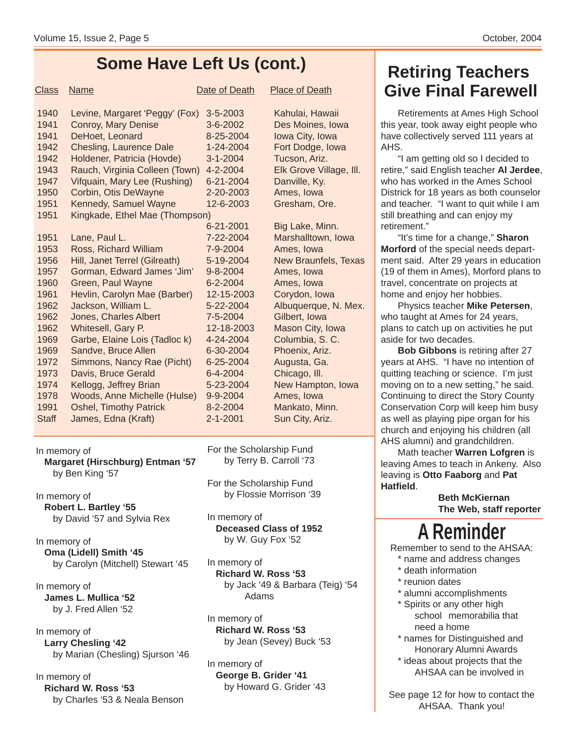## Some Have Left Us (cont.)

| Class | Name | Date of Death | Place of Death |
|---|---|---|---|
| 1940 | Levine, Margaret 'Peggy' (Fox) | 3-5-2003 | Kahului, Hawaii |
| 1941 | Conroy, Mary Denise | 3-6-2002 | Des Moines, Iowa |
| 1941 | DeHoet, Leonard | 8-25-2004 | Iowa City, Iowa |
| 1942 | Chesling, Laurence Dale | 1-24-2004 | Fort Dodge, Iowa |
| 1942 | Holdener, Patricia (Hovde) | 3-1-2004 | Tucson, Ariz. |
| 1943 | Rauch, Virginia Colleen (Town) | 4-2-2004 | Elk Grove Village, Ill. |
| 1947 | Vifquain, Mary Lee (Rushing) | 6-21-2004 | Danville, Ky. |
| 1950 | Corbin, Otis DeWayne | 2-20-2003 | Ames, Iowa |
| 1951 | Kennedy, Samuel Wayne | 12-6-2003 | Gresham, Ore. |
| 1951 | Kingkade, Ethel Mae (Thompson) | 6-21-2001 | Big Lake, Minn. |
| 1951 | Lane, Paul L. | 7-22-2004 | Marshalltown, Iowa |
| 1953 | Ross, Richard William | 7-9-2004 | Ames, Iowa |
| 1956 | Hill, Janet Terrel (Gilreath) | 5-19-2004 | New Braunfels, Texas |
| 1957 | Gorman, Edward James 'Jim' | 9-8-2004 | Ames, Iowa |
| 1960 | Green, Paul Wayne | 6-2-2004 | Ames, Iowa |
| 1961 | Hevlin, Carolyn Mae (Barber) | 12-15-2003 | Corydon, Iowa |
| 1962 | Jackson, William L. | 5-22-2004 | Albuquerque, N. Mex. |
| 1962 | Jones, Charles Albert | 7-5-2004 | Gilbert, Iowa |
| 1962 | Whitesell, Gary P. | 12-18-2003 | Mason City, Iowa |
| 1969 | Garbe, Elaine Lois (Tadloc k) | 4-24-2004 | Columbia, S. C. |
| 1969 | Sandve, Bruce Allen | 6-30-2004 | Phoenix, Ariz. |
| 1972 | Simmons, Nancy Rae (Picht) | 6-25-2004 | Augusta, Ga. |
| 1973 | Davis, Bruce Gerald | 6-4-2004 | Chicago, Ill. |
| 1974 | Kellogg, Jeffrey Brian | 5-23-2004 | New Hampton, Iowa |
| 1978 | Woods, Anne Michelle (Hulse) | 9-9-2004 | Ames, Iowa |
| 1991 | Oshel, Timothy Patrick | 8-2-2004 | Mankato, Minn. |
| Staff | James, Edna (Kraft) | 2-1-2001 | Sun City, Ariz. |

In memory of
**Margaret (Hirschburg) Entman '57**
by Ben King '57

In memory of
**Robert L. Bartley '55**
by David '57 and Sylvia Rex

In memory of
**Oma (Lidell) Smith '45**
by Carolyn (Mitchell) Stewart '45

In memory of
**James L. Mullica '52**
by J. Fred Allen '52

In memory of
**Larry Chesling '42**
by Marian (Chesling) Sjurson '46

In memory of
**Richard W. Ross '53**
by Charles '53 & Neala Benson

For the Scholarship Fund
by Terry B. Carroll '73

For the Scholarship Fund
by Flossie Morrison '39

In memory of
**Deceased Class of 1952**
by W. Guy Fox '52

In memory of
**Richard W. Ross '53**
by Jack '49 & Barbara (Teig) '54 Adams

In memory of
**Richard W. Ross '53**
by Jean (Sevey) Buck '53

In memory of
**George B. Grider '41**
by Howard G. Grider '43

## Retiring Teachers Give Final Farewell

Retirements at Ames High School this year, took away eight people who have collectively served 111 years at AHS.

"I am getting old so I decided to retire," said English teacher **Al Jerdee**, who has worked in the Ames School Districk for 18 years as both counselor and teacher. "I want to quit while I am still breathing and can enjoy my retirement."

"It's time for a change," **Sharon Morford** of the special needs department said. After 29 years in education (19 of them in Ames), Morford plans to travel, concentrate on projects at home and enjoy her hobbies.

Physics teacher **Mike Petersen**, who taught at Ames for 24 years, plans to catch up on activities he put aside for two decades.

**Bob Gibbons** is retiring after 27 years at AHS. "I have no intention of quitting teaching or science. I'm just moving on to a new setting," he said. Continuing to direct the Story County Conservation Corp will keep him busy as well as playing pipe organ for his church and enjoying his children (all AHS alumni) and grandchildren.

Math teacher **Warren Lofgren** is leaving Ames to teach in Ankeny. Also leaving is **Otto Faaborg** and **Pat Hatfield**.

**Beth McKiernan**
**The Web, staff reporter**

## A Reminder

Remember to send to the AHSAA:

* name and address changes
* death information
* reunion dates
* alumni accomplishments
* Spirits or any other high school memorabilia that need a home
* names for Distinguished and Honorary Alumni Awards
* ideas about projects that the AHSAA can be involved in

See page 12 for how to contact the AHSAA. Thank you!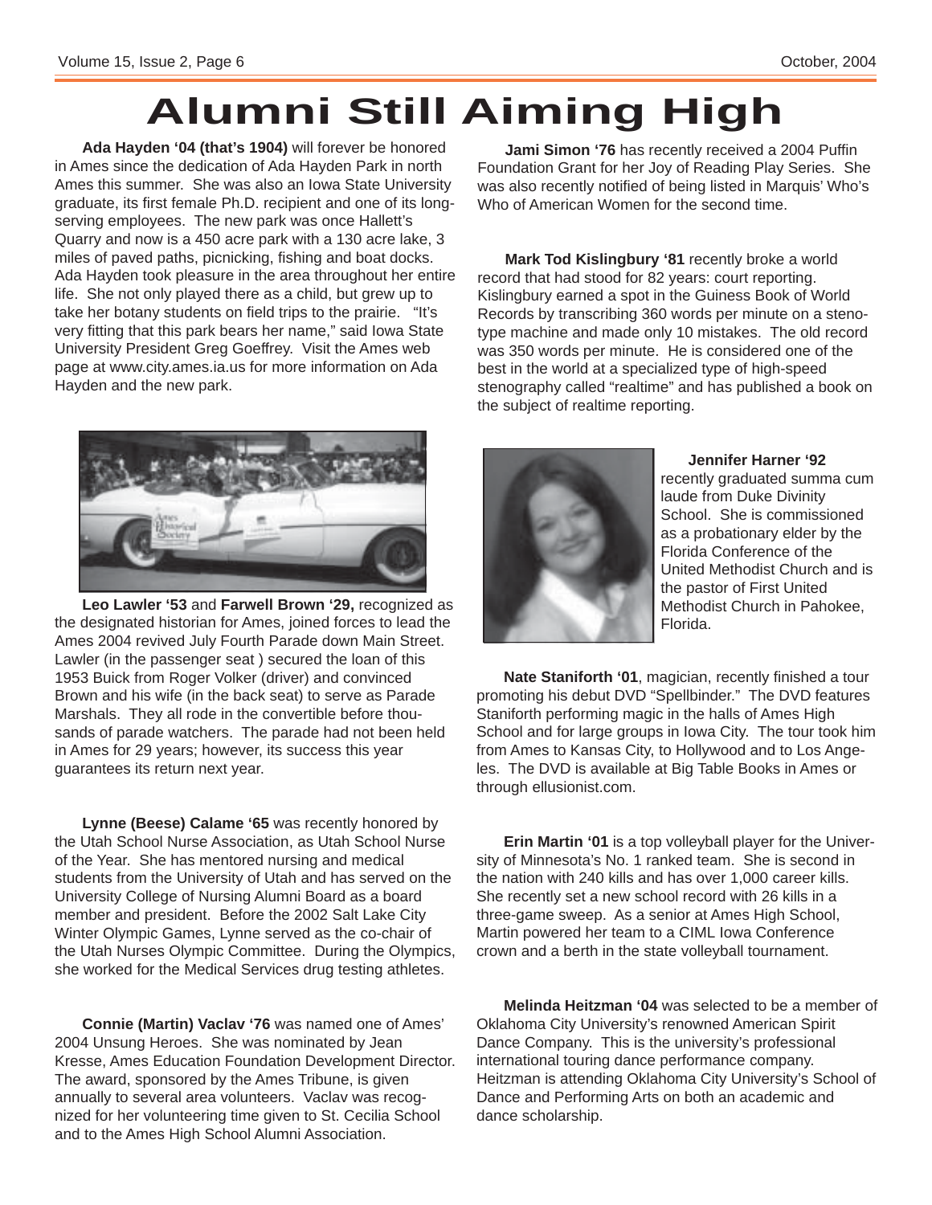# Alumni Still Aiming High

**Ada Hayden '04 (that's 1904)** will forever be honored in Ames since the dedication of Ada Hayden Park in north Ames this summer. She was also an Iowa State University graduate, its first female Ph.D. recipient and one of its long-serving employees. The new park was once Hallett's Quarry and now is a 450 acre park with a 130 acre lake, 3 miles of paved paths, picnicking, fishing and boat docks. Ada Hayden took pleasure in the area throughout her entire life. She not only played there as a child, but grew up to take her botany students on field trips to the prairie. "It's very fitting that this park bears her name," said Iowa State University President Greg Goeffrey. Visit the Ames web page at www.city.ames.ia.us for more information on Ada Hayden and the new park.

**Leo Lawler '53** and **Farwell Brown '29,** recognized as the designated historian for Ames, joined forces to lead the Ames 2004 revived July Fourth Parade down Main Street. Lawler (in the passenger seat ) secured the loan of this 1953 Buick from Roger Volker (driver) and convinced Brown and his wife (in the back seat) to serve as Parade Marshals. They all rode in the convertible before thousands of parade watchers. The parade had not been held in Ames for 29 years; however, its success this year guarantees its return next year.

**Lynne (Beese) Calame '65** was recently honored by the Utah School Nurse Association, as Utah School Nurse of the Year. She has mentored nursing and medical students from the University of Utah and has served on the University College of Nursing Alumni Board as a board member and president. Before the 2002 Salt Lake City Winter Olympic Games, Lynne served as the co-chair of the Utah Nurses Olympic Committee. During the Olympics, she worked for the Medical Services drug testing athletes.

**Connie (Martin) Vaclav '76** was named one of Ames' 2004 Unsung Heroes. She was nominated by Jean Kresse, Ames Education Foundation Development Director. The award, sponsored by the Ames Tribune, is given annually to several area volunteers. Vaclav was recognized for her volunteering time given to St. Cecilia School and to the Ames High School Alumni Association.

**Jami Simon '76** has recently received a 2004 Puffin Foundation Grant for her Joy of Reading Play Series. She was also recently notified of being listed in Marquis' Who's Who of American Women for the second time.

**Mark Tod Kislingbury '81** recently broke a world record that had stood for 82 years: court reporting. Kislingbury earned a spot in the Guiness Book of World Records by transcribing 360 words per minute on a steno-type machine and made only 10 mistakes. The old record was 350 words per minute. He is considered one of the best in the world at a specialized type of high-speed stenography called "realtime" and has published a book on the subject of realtime reporting.

**Jennifer Harner '92** recently graduated summa cum laude from Duke Divinity School. She is commissioned as a probationary elder by the Florida Conference of the United Methodist Church and is the pastor of First United Methodist Church in Pahokee, Florida.

**Nate Staniforth '01**, magician, recently finished a tour promoting his debut DVD "Spellbinder." The DVD features Staniforth performing magic in the halls of Ames High School and for large groups in Iowa City. The tour took him from Ames to Kansas City, to Hollywood and to Los Angeles. The DVD is available at Big Table Books in Ames or through ellusionist.com.

**Erin Martin '01** is a top volleyball player for the University of Minnesota's No. 1 ranked team. She is second in the nation with 240 kills and has over 1,000 career kills. She recently set a new school record with 26 kills in a three-game sweep. As a senior at Ames High School, Martin powered her team to a CIML Iowa Conference crown and a berth in the state volleyball tournament.

**Melinda Heitzman '04** was selected to be a member of Oklahoma City University's renowned American Spirit Dance Company. This is the university's professional international touring dance performance company. Heitzman is attending Oklahoma City University's School of Dance and Performing Arts on both an academic and dance scholarship.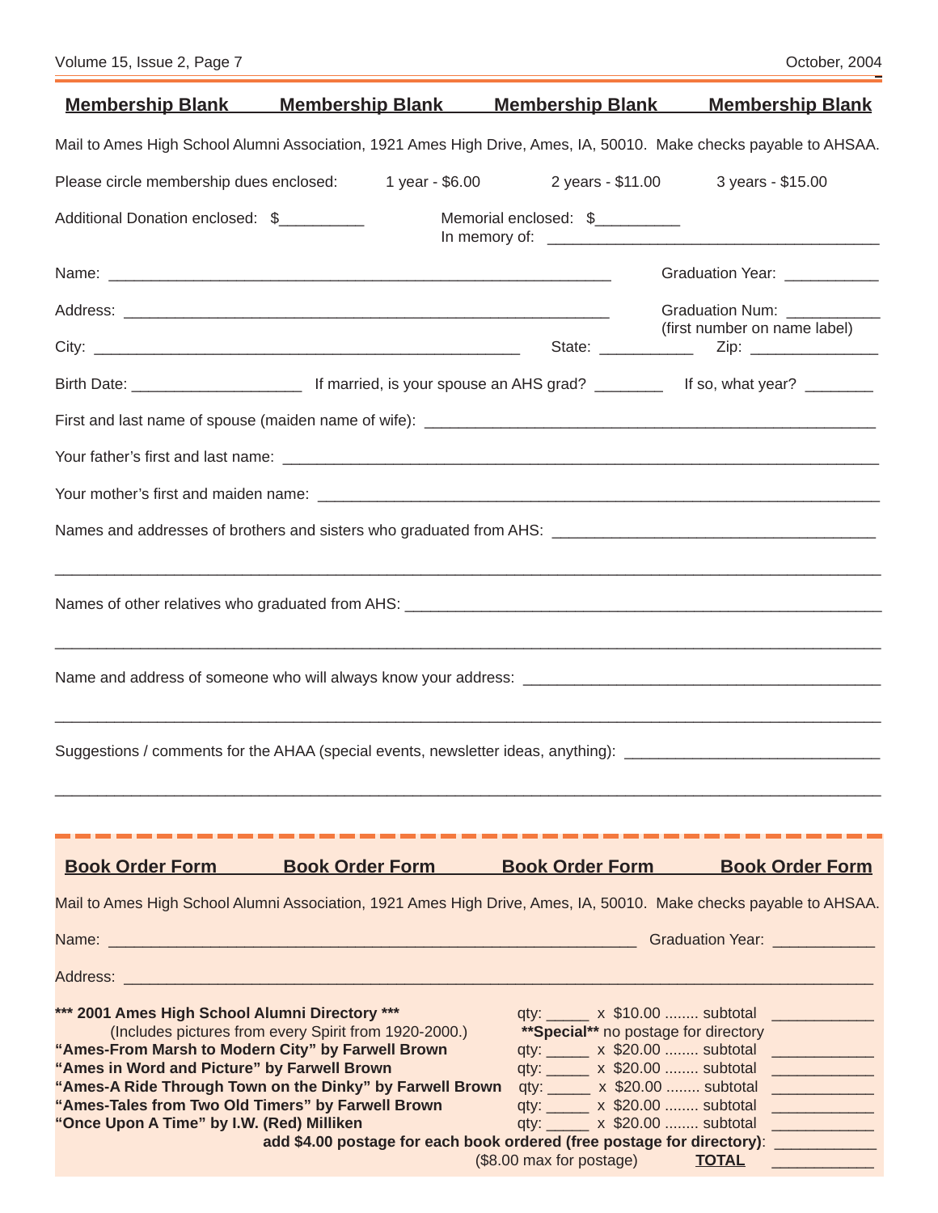## Membership Blank   Membership Blank   Membership Blank   Membership Blank

Mail to Ames High School Alumni Association, 1921 Ames High Drive, Ames, IA, 50010. Make checks payable to AHSAA.

Please circle membership dues enclosed:   1 year - $6.00   2 years - $11.00   3 years - $15.00

Additional Donation enclosed: $__________   Memorial enclosed: $__________
In memory of: ________________________________________

Name: ____________________________________________________________   Graduation Year: ___________

Address: __________________________________________________________   Graduation Num: ___________
(first number on name label)

City: __________________________________________________   State: ___________   Zip: _______________

Birth Date: ____________________   If married, is your spouse an AHS grad? ________   If so, what year? ________

First and last name of spouse (maiden name of wife): ______________________________________________________

Your father's first and last name: ____________________________________________________________________

Your mother's first and maiden name: _________________________________________________________________

Names and addresses of brothers and sisters who graduated from AHS: ______________________________________

__________________________________________________________________________________________________

Names of other relatives who graduated from AHS: ______________________________________________________

__________________________________________________________________________________________________

Name and address of someone who will always know your address: _________________________________________

__________________________________________________________________________________________________

Suggestions / comments for the AHAA (special events, newsletter ideas, anything): ______________________________

__________________________________________________________________________________________________

---

## Book Order Form   Book Order Form   Book Order Form   Book Order Form

Mail to Ames High School Alumni Association, 1921 Ames High Drive, Ames, IA, 50010. Make checks payable to AHSAA.

Name: ______________________________________________________________   Graduation Year: ____________

Address: _____________________________________________________________________________________

**\*\*\* 2001 Ames High School Alumni Directory \*\*\***   qty: _____ x $10.00 ........ subtotal ____________
(Includes pictures from every Spirit from 1920-2000.)   **\*\*Special\*\*** no postage for directory

**"Ames-From Marsh to Modern City" by Farwell Brown**   qty: _____ x $20.00 ........ subtotal ____________

**"Ames in Word and Picture" by Farwell Brown**   qty: _____ x $20.00 ........ subtotal ____________

**"Ames-A Ride Through Town on the Dinky" by Farwell Brown**   qty: _____ x $20.00 ........ subtotal ____________

**"Ames-Tales from Two Old Timers" by Farwell Brown**   qty: _____ x $20.00 ........ subtotal ____________

**"Once Upon A Time" by I.W. (Red) Milliken**   qty: _____ x $20.00 ........ subtotal ____________

**add $4.00 postage for each book ordered (free postage for directory)**: ____________

($8.00 max for postage)   **TOTAL** ____________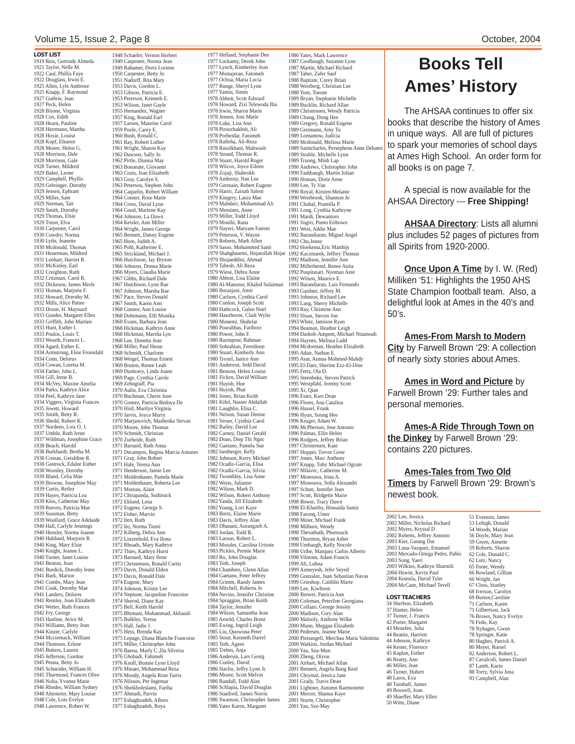**LOST LIST**

1919 Reis, Gertrude Almeda
1921 Taylor, Nelle M.
1922 Caul, Phillis Faye
1922 Douglass, Irwin E.
1925 Allen, Lyle Ambrose
1925 Knapp, F. Raymond
1927 Guthrie, Jean
1927 Peck, Helen
1928 Bisone, Virginia
1928 Cox, Edith
1928 Hearn, Pauline
1928 Herrmann, Martha
1928 Hoxie, Louise
1928 Kopf, Eleanor
1928 Moore, Helen G.
1928 Morrison, Dale
1928 Morrison, Gale
1928 Turner, Mildred
1929 Baker, Leone
1929 Campbell, Phyllis
1929 Gehringer, Dorothy
1929 Jensen, Ephram
1929 Miller, Sam
1929 Neeman, Tait
1929 Smith, Dorothy
1929 Thomas, Elsie
1929 Treon, Elva
1930 Carpenter, Carol
1930 Cowdry, Norma
1930 Lytle, Jeanette
1930 Mcdonald, Thomas
1931 Heuerman, Mildred
1931 Lenhart, Harriet R.
1931 McKinley, Earl
1932 Creighton, Ruth
1932 Critzman, Carol R.
1932 Dickeson, James Merle
1932 Homan, Marjorie F.
1932 Howard, Dorothy M.
1932 Mills, Alice Pattee
1933 Dixon, H. Maynard
1933 Gonder, Margaret Ellen
1933 Griffith, John Martien
1933 Hunt, Esther I.
1933 Poulos, Louis T.
1933 Wearth, Frances L.
1934 Agard, Esther E.
1934 Armstrong, Elsie Fronsdahl
1934 Conn, Delorus
1934 Cowan, Loretta M.
1934 Farber, John L.
1934 Gill, Irene B.
1934 McVey, Maxine Amelia
1934 Parks, Kathryn Alice
1934 Peel, Kathryn Jane
1934 Viggers, Virginia Frances
1935 Jewett, Howard
1935 Smith, Betty R.
1936 Shedd, Robert K.
1937 Nordeen, Lois O. J.
1937 Umble, Ruth Irene
1937 Wildman, Josephine Grace
1938 Beach, Harold
1938 Burkhardt, Bertha M.
1938 Cronan, Geraldine R.
1938 Gastrock, Edalee Esther
1938 Woosley, Dorothy
1939 Bland, Celia Mae
1939 Browne, Josephine May
1939 Curtis, Reiley
1939 Hayes, Patricia Lea
1939 Klos, Catherine May
1939 Reeves, Patricia Mae
1939 Sussman, Betty
1939 Woollard, Grace Adelaide
1940 Hall, Carlyle Jennings
1940 Hensler, Norma Jeanne
1940 Hubbard, Marjorie R.
1940 King, Mary Elsie
1940 Knight, Jeanne L.
1940 Turner, Janet Louise
1941 Benton, Jean
1941 Burdick, Dorothy Irene
1941 Burk, Marion
1941 Combs, Mary Jean
1941 Cook, Dorothy Mae
1941 Landers, Dolores
1941 Remley, Joan Elizabeth
1941 Wetter, Ruth Frances
1942 Fry, George
1943 Hanline, Avice M.
1943 Williams, Betty Jean
1944 Kinzer, Carlyle
1944 Mccormack, William
1944 Thomsen, Erlene
1945 Butters, Lauren
1945 Jefferson, Gordon
1945 Penna, Betty Jo
1945 Schneider, William H.
1945 Thurmond, Frances Olive
1946 Nolta, Yvonne Marie
1946 Rhodes, William Sydney
1948 Altemeier, Mary Louise
1948 Cole, Lois Evelyn
1948 Lawrence, Robert W.
1948 Schaefer, Vernon Herbert
1949 Carpenter, Norma Jean
1949 Rahamer, Doris Loriene
1950 Carpenter, Betty Jo
1951 Nadorff, Rita Mary
1953 Davis, Gordon L.
1953 Gibson, Patricia E.
1953 Peterson, Kenneth E.
1953 Wilson, Janet Gayle
1955 Hernandez, Wagner
1957 King, Ronald Earl
1957 Larsen, Maurine Carol
1959 Poole, Carey E.
1960 Bush, Ronald C.
1961 Ray, Robert Luther
1961 Wright, Sharon Kay
1962 Dawson, Sally Jo
1962 Pirtle, Dianna May
1963 Bonanate, Giovanni
1963 Crain, Jean Elizabeth
1963 Gray, Carolyn S.
1963 Peterson, Stephen John
1964 Caquelin, Robert William
1964 Conner, Rose Marie
1964 Cross, David Lynn
1964 Good, Marlene Kay
1964 Johnson, La Dawn
1964 Leick, Ann Miller
1964 Wright, James George
1965 Bennett, Danny Eugene
1965 Horn, Judith A.
1965 Pohl, Katherine E.
1965 Strickland, Michael J.
1966 Hutchison, Jay Bryson
1966 Johnson, Donna Marie
1966 Myers, Claudia Marie
1967 Gibbs, Richard Dale
1967 Hutchison, Lynn Rae
1967 Johnson, Marsha Rae
1967 Pace, Steven Donald
1967 Smith, Karen Ann
1968 Connor, Ann Louise
1968 Dohrmann, Elfi Monika
1968 Evans, Barbara Jean
1968 Hickman, Kathryn Anne
1968 Hickman, Marsha Lyn
1968 Lee, Donetta Jean
1968 Miller, Paul Hesse
1968 Schmidt, Charlotte
1968 Weigel, Thomas Ernest
1969 Bruton, Renee Leah
1969 Dunleavy, Linda Joann
1969 Page, Cynthia Carole
1969 Zehngraff, Pia
1970 Aulin, Eva Christina
1970 Buchman, Cherie June
1970 Gomez, Patricia Bedoya De
1970 Hird, Marilyn Virginia
1970 Jarvis, Joyce Murry
1970 Marjanovich, Mashenka Stevan
1970 Moore, John Thomas
1970 Schmidt, Christian
1970 Zurheide, Ruth
1971 Barnard, Ruth Anna
1971 Decampos, Regina Marcia Antunes
1971 Gray, John Robert
1971 Hale, Teresa Ann
1971 Henderson, Jamie Lee
1971 Moldenhauer, Pamela Marie
1971 Moldenhauer, Roberta Lee
1971 Moreau, Alain
1972 Chirapanda, Suthiruck
1972 Eklund, Lena
1972 Eugene, George S.
1972 Fisher, Marvin
1972 Iten, Ruth
1972 Ito, Norma Tiemi
1972 Kilberg, Debra Ann
1972 Linzenbold, Eva Ilona
1972 Rhoads, Mary Kathryn
1972 Thies, Kathryn Hurst
1973 Barnard, Mary Ilene
1973 Christenson, Ronald Curtis
1973 Davis, Donald Eldon
1973 Davis, Ronald Dale
1974 Eugene, Mary
1974 Johnson, Kristie Lee
1974 Neptune, Jacqueline Francoise
1974 Sherod, Diane Kay
1975 Bell, Keith Harold
1975 Bhimani, Muhammad, Akbarali
1975 Bulkley, Teresa
1975 Hall, Jadie J.
1975 Hess, Brenda Kay
1975 Lepage, Diana Blanche Francoise
1975 Miller, Christopher John
1976 Baena, Marly C.,Da Silveira
1976 Ghobadi, Fahimeh
1976 Knoll, Bonnie Lynn Lloyd
1976 Minaei, Mohammad Reza
1976 Moody, Angela Rose Farris
1976 Nilsson, Per Ingemar
1976 Sheikholeslami, Fariba
1977 Ahmadi, Parvin
1977 Eshaghzadeh, Alborz
1977 Eshaghzadeh, Roya
1977 Helland, Stephanie Dee
1977 Lockamy, Derek John
1977 Lynch, Kimberley Jean
1977 Mostajeran, Fatomeh
1977 Ochoa, Maria Lucia
1977 Runge, Sheryl Lynn
1977 Yamin, Simin
1978 Abbott, Scott Edward
1978 Howard, Zizi Telewoda Bia
1978 Irwin, Sharon Marie
1978 Jensen, Joni Marie
1978 Luke, Lisa Ann
1978 Piroozbakhsh, Ali
1978 Porheidar, Fatomeh
1978 Rafieha, Ali-Reza
1978 Rasolkhani, Mahwash
1978 Strand, Thomas R.
1978 Stuart, Harold Roger
1978 Wilcox, Joyce Eileen
1978 Zojaji, Shahrokh
1979 Ambrosy, Nan Lee
1979 Germain, Robert Eugene
1979 Hariri, Zainab Salem
1979 Kingery, Laura Mae
1979 Mahdavi, Muhammad Ali
1979 Messines, Anne
1979 Miller, Todd Lloyd
1979 Monibi, Rana
1979 Nayeri, Maryam Fatemi
1979 Peterson, V. Wayne
1979 Roberts, Mark Allen
1979 Sasso, Mohammed Sami
1979 Shahghasemi, Hojatollah Hojat
1979 Shojaeddini, Ahmad
1979 Tabesh, Ali Reza
1979 Wiese, Debra Anne
1980 Abbott, Lisa Elaine
1980 Al-Mansour, Khaled Sulaiman
1980 Borazjani, Amir
1980 Carlson, Cynthia Carol
1980 Conlon, Joseph Scott
1980 Hathcock, Galen Noel
1980 Hawthorne, Clark Wylie
1980 Monemi, Shahriar
1980 Pourabbas, Fariborz
1980 Power, John F.
1980 Razmpour, Bahman
1980 Sohrabian, Fereidoon
1980 Stuart, Kimberly Ann
1980 Troxel, Janice Ann
1981 Anderson, Jedd David
1981 Benson, Helen Louise
1981 Ficken, David William
1981 Huynh, Hue
1981 Huynh, Phat
1981 Jones, Brian Keith
1981 Kifel, Nasser Abdallah
1981 Laughlin, Elisa C.
1981 Nelson, Susan Denise
1981 Verser, Cynthia Carol
1982 Bailey, David Lee
1982 Carney, Daniel Gerald
1982 Doan, Diep Thi Ngoc
1982 Gaetano, Pamela Sue
1982 Isenberger, Kelly
1982 Johnson, Kerry Michael
1982 Ocadiz-Garcia, Elisa
1982 Ocadiz-Garcia, Silvia
1982 Twombley, Lisa Anne
1982 Weiss, Julianne
1982 Wilson, Mark D.
1982 Wilson, Robert Anthony
1982 Yanda, Jill Elizabeth
1982 Young, Lori Kaye
1983 Bortz, Elaine Marie
1983 Davis, Jeffrey Alan
1983 Dhanani, Aurangzeb A.
1983 Jordan, Todd R.
1983 Larson, Robert L.
1983 Morales, Carolina Urioste
1983 Pickles, Pennie Marie
1983 Ro, John Douglas
1983 Toth, Joseph
1984 Chambers, Glenn Allan
1984 Gaetano, Peter Jeffrey
1984 Grimm, Randy James
1984 Mitchell, Roberta Jo
1984 Nevins, Jennifer Christine
1984 Spraggins, Brian Keith
1984 Taylor, Jennifer
1984 Wilson, Samantha Jean
1985 Arnold, Charles Brent
1985 Ewing, Ingrid Leigh
1985 Liu, Quowona Peter
1985 Stout, Kenneth Darrel
1985 Toth, Agnes
1985 Trebes, Anja
1986 Andersin, Lars Georg
1986 Conley, David
1986 Havlin, Jeffry Lynn Jr.
1986 Moore, Scott Melvin
1986 Randall, Todd Alan
1986 Schlapia, David Douglas
1986 Stanford, James Norris
1986 Swanson, Christopher James
1986 Yates Karen, Margaret
1986 Yates, Mark Lawrence
1987 Coolbaugh, Suzanne Lynn
1987 Martin, Michael Richard
1987 Taher, Zafer Saef
1988 Baptiste, Corey Brian
1988 Westberg, Christian Lee
1988 Yom, Toeum
1989 Bryan, Stephanie Michelle
1989 Bucklin, Richard Allan
1989 Christensen, Wendy Patricia
1989 Chung, Dong Hee
1989 Gregory, Ronald Eugene
1989 Greimann, Amy Tu
1989 Lomantow, Judicia
1989 Mcdonald, Melissa Marie
1989 Saintcharles, Persephene Anne Debates
1989 Strable, Michelle Lynn
1989 Truong, Minh Lap
1990 Andrews, Christopher John
1990 Fashbaugh, Martin Jolian
1990 Homan, Dorie Anne
1990 Lee, Ty Van
1990 Royal, Kirsten Melanie
1990 Westbrook, Shannon Jo
1991 Chahal, Pramilla P.
1991 Long, Cynthia Kathryne
1991 Mardi, Dewantoro
1991 Sugiri, Punto Eribowo
1991 West, Addie Mae
1992 Barandiaran, Miguel Angel
1992 Chu,Jenny
1992 Hoekema,Eric Matthijs
1992 Kaczmarek, Jeffrey Thomas
1992 Madison, Jennifer Ann
1992 Millerbernd, Renee Anita
1992 Puspitasari, Nyoman Anie
1992 Wilson, Maurice E.
1993 Barandiaran, Luis Fernando
1993 Gardner, Jeffrey M.
1993 Johnson, Richard Lee
1993 Lang, Sherry Michelle
1993 Ray, Christene Ann
1993 Sloan, Steven Jon
1993 White, Jamison Ryan
1994 Beaman, Heather Leigh
1994 Darkoh-Ampem, Michael Ntiamoah
1994 Haynes, Melissa Ladd
1994 Mcdorman, Heather Elizabeth
1995 Adair, Nathan E.
1995 Asar, Asmaa Mohmed-Mahdy
1995 El-Dars, Sherine Ezz-El-Dine
1995 Fetty, Ola D.
1995 Steenbeke, Steven Patrick
1995 Westpfahl, Jeremy Scott
1995 Xi, Qian
1996 Estes, Kurt Dean
1996 Flores, Ana Catalina
1996 Hassel, Frank
1996 Hyun, Soung Hee
1996 Kruger, Adam W.
1996 McPherson, Jose Antonio
1996 Palmas, Ellie Helen
1996 Rodgers, Jeffrey Brian
1997 Christensen, Kate
1997 Hopper, Trevor Gene
1997 Jones, Marc Anthony
1997 Knapp, Toby Michael Ogram
1997 Milavec, Catherine M.
1997 Mosesova, Irina A.
1997 Mosesova, Sofia Alexandri
1997 Schutt, Jennifer Jean
1997 Scott, Bridgette Marie
1998 Bower, Tracy Dawn
1998 El-Khariby, Howaida Samir
1998 Farooq, Umer
1998 Meier, Michael Frank
1998 Milburn, Wendy
1998 Thevathath, Phornsack
1998 Thornton, Bryan Asher
1998 Umbaugh, Kelly Nocole
1998 Uribe, Marquez Carlos Alberto
1998 Vilmont, Adam Francis
1999 Ali, Lubna
1999 Azmeyesh, Jefer Seyed
1999 Gonzalez, Juan Sebastian Navas
1999 Grieshop, Caithlin Marie
1999 Lee, Kiwhoon
2000 Brewer, Patricia Ann
2000 Coleman, Peterline Georgiana
2000 Collazo, George Jessiey
2000 Madison, Cory Alan
2000 Malooly, Anthony Wilke
2000 Munn, Meggan Elizabeth
2000 Pedersen, Jeanne Marie
2000 Pietrangeli, Merchau Maria Valentina
2000 Watkins, Jordan Michael
2000 Yau, Szu-Mun
2000 Zheng, Oiyou
2001 Airhart, Michael Allan
2001 Bennett, Angela Bang Keul
2001 Chrystal, Jessica Jane
2001 Grady, Travis Dean
2001 Lightner, Autumn Raemonette
2001 Mercer, Shanna Kaye
2001 Sturm, Christopher
2001 Yau, Sze-May
2002 Lee, Jessica
2002 Miller, Nicholas Richard
2002 Myers, Krystal D
2002 Roberts, Jeffrey Antonio
2003 Kier, Garang Dut
2003 Luna-Vazquez, Emanuel
2003 Mercado-Ortega Pedro, Pablo
2003 Song, Yaeri
2003 Wilkins, Kathryn Sharmili
2004 Hewitt, Kevin Paul
2004 Komula, David Tyler
2004 McCane, Michael Tevell

**LOST TEACHERS**

34 Sherbon, Elizabeth
37 Hunter, Helen
37 Turner, J. Francis
42 Porter, Margaret
43 Menefee, Julia
44 Beattie, Harriett
44 Johnson, Kathryn
44 Kester, Florence
45 Kaplan, Esther
46 Beatty, Ann
46 Miller, Jean
46 Turner, Hubert
48 Laros, Eva
48 Turnbull, James
49 Boswell, Joan
49 Shaeffer, Mary Ellen
50 Witte, Diane
51 Evenson, James
53 Lehigh, Donald
54 Woods, Marian
56 Doyle, Mary Jean
59 Green, Annette
59 Roberts, Sharon
62 Cole, Donald C.
62 Lutz, Nancy
65 Foote, Wendy
66 Rowland, Gillian
66 Wright, Jan
67 Closs, Stanley
68 Iverson, Carolyn
69 Burton,Caroline
71 Carlson, Karen
71 Gilbertson, Jack
76 Brown, Nancy Evelyn
76 Fedo, Kay
78 Nyhagen, Gwen
78 Springer, Katie
80 Hughes, Patrick A.
80 Meyer, Russel
82 Anderson, Robert L.
87 Cavalcoli, James Daniel
87 Lamb, Karin
88 Torry, Sylvia Juna
93 Campbell, Alan

# Books Tell Ames' History

The AHSAA continues to offer six books that describe the history of Ames in unique ways. All are full of pictures to spark your memories of school days at Ames High School. An order form for all books is on page 7.

A special is now available for the AHSAA Directory --- **Free Shipping!**

**AHSAA Directory**: Lists all alumni plus includes 52 pages of pictures from all Spirits from 1920-2000.

**Once Upon A Time** by I. W. (Red) Milliken '51: Highlights the 1950 AHS State Champion football team. Also, a delightful look at Ames in the 40's and 50's.

**Ames-From Marsh to Modern City** by Farwell Brown '29: A collection of nearly sixty stories about Ames.

**Ames in Word and Picture** by Farwell Brown '29: Further tales and personal memories.

**Ames-A Ride Through Town on the Dinkey** by Farwell Brown '29: contains 220 pictures.

**Ames-Tales from Two Old Timers** by Farwell Brown '29: Brown's newest book.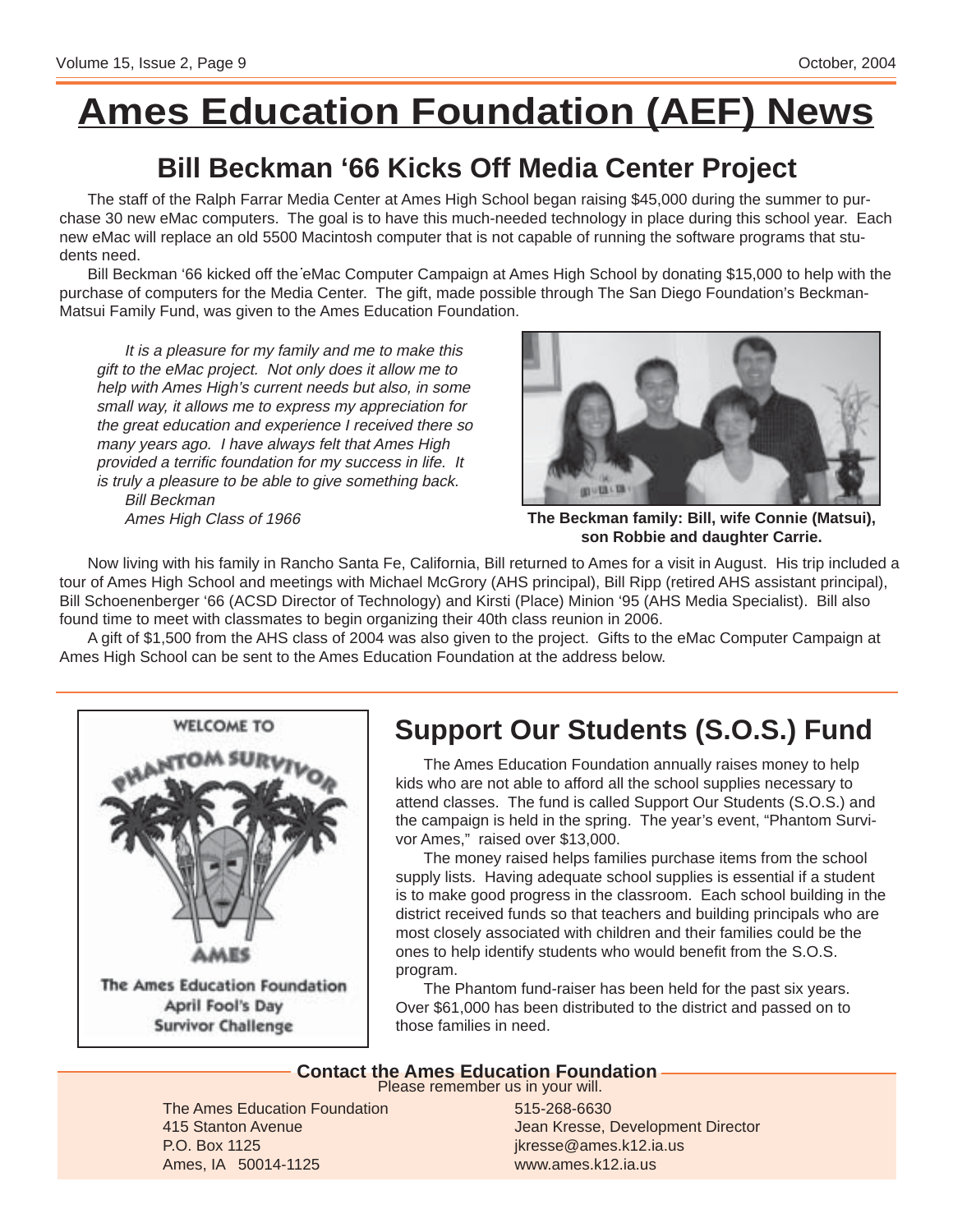# Ames Education Foundation (AEF) News

## Bill Beckman '66 Kicks Off Media Center Project

The staff of the Ralph Farrar Media Center at Ames High School began raising $45,000 during the summer to purchase 30 new eMac computers. The goal is to have this much-needed technology in place during this school year. Each new eMac will replace an old 5500 Macintosh computer that is not capable of running the software programs that students need.

Bill Beckman '66 kicked off the eMac Computer Campaign at Ames High School by donating $15,000 to help with the purchase of computers for the Media Center. The gift, made possible through The San Diego Foundation's Beckman-Matsui Family Fund, was given to the Ames Education Foundation.

*It is a pleasure for my family and me to make this gift to the eMac project. Not only does it allow me to help with Ames High's current needs but also, in some small way, it allows me to express my appreciation for the great education and experience I received there so many years ago. I have always felt that Ames High provided a terrific foundation for my success in life. It is truly a pleasure to be able to give something back.*
*Bill Beckman*
*Ames High Class of 1966*

**The Beckman family: Bill, wife Connie (Matsui), son Robbie and daughter Carrie.**

Now living with his family in Rancho Santa Fe, California, Bill returned to Ames for a visit in August. His trip included a tour of Ames High School and meetings with Michael McGrory (AHS principal), Bill Ripp (retired AHS assistant principal), Bill Schoenenberger '66 (ACSD Director of Technology) and Kirsti (Place) Minion '95 (AHS Media Specialist). Bill also found time to meet with classmates to begin organizing their 40th class reunion in 2006.

A gift of $1,500 from the AHS class of 2004 was also given to the project. Gifts to the eMac Computer Campaign at Ames High School can be sent to the Ames Education Foundation at the address below.

WELCOME TO PHANTOM SURVIVOR AMES

The Ames Education Foundation April Fool's Day Survivor Challenge

## Support Our Students (S.O.S.) Fund

The Ames Education Foundation annually raises money to help kids who are not able to afford all the school supplies necessary to attend classes. The fund is called Support Our Students (S.O.S.) and the campaign is held in the spring. The year's event, "Phantom Survivor Ames," raised over $13,000.

The money raised helps families purchase items from the school supply lists. Having adequate school supplies is essential if a student is to make good progress in the classroom. Each school building in the district received funds so that teachers and building principals who are most closely associated with children and their families could be the ones to help identify students who would benefit from the S.O.S. program.

The Phantom fund-raiser has been held for the past six years. Over $61,000 has been distributed to the district and passed on to those families in need.

### Contact the Ames Education Foundation

Please remember us in your will.

The Ames Education Foundation
415 Stanton Avenue
P.O. Box 1125
Ames, IA 50014-1125

515-268-6630
Jean Kresse, Development Director
jkresse@ames.k12.ia.us
www.ames.k12.ia.us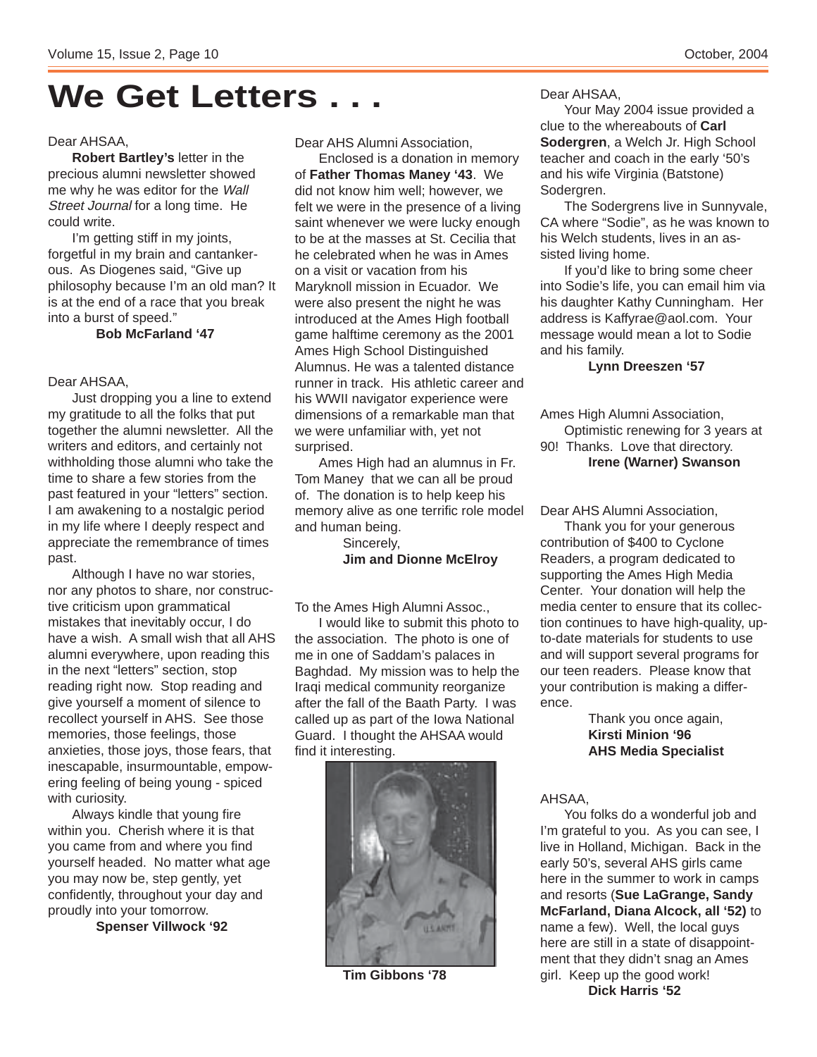# We Get Letters . . .

Dear AHSAA,

**Robert Bartley's** letter in the precious alumni newsletter showed me why he was editor for the *Wall Street Journal* for a long time. He could write.

I'm getting stiff in my joints, forgetful in my brain and cantankerous. As Diogenes said, "Give up philosophy because I'm an old man? It is at the end of a race that you break into a burst of speed."

**Bob McFarland '47**

Dear AHSAA,

Just dropping you a line to extend my gratitude to all the folks that put together the alumni newsletter. All the writers and editors, and certainly not withholding those alumni who take the time to share a few stories from the past featured in your "letters" section. I am awakening to a nostalgic period in my life where I deeply respect and appreciate the remembrance of times past.

Although I have no war stories, nor any photos to share, nor constructive criticism upon grammatical mistakes that inevitably occur, I do have a wish. A small wish that all AHS alumni everywhere, upon reading this in the next "letters" section, stop reading right now. Stop reading and give yourself a moment of silence to recollect yourself in AHS. See those memories, those feelings, those anxieties, those joys, those fears, that inescapable, insurmountable, empowering feeling of being young - spiced with curiosity.

Always kindle that young fire within you. Cherish where it is that you came from and where you find yourself headed. No matter what age you may now be, step gently, yet confidently, throughout your day and proudly into your tomorrow.

**Spenser Villwock '92**

Dear AHS Alumni Association,

Enclosed is a donation in memory of **Father Thomas Maney '43**. We did not know him well; however, we felt we were in the presence of a living saint whenever we were lucky enough to be at the masses at St. Cecilia that he celebrated when he was in Ames on a visit or vacation from his Maryknoll mission in Ecuador. We were also present the night he was introduced at the Ames High football game halftime ceremony as the 2001 Ames High School Distinguished Alumnus. He was a talented distance runner in track. His athletic career and his WWII navigator experience were dimensions of a remarkable man that we were unfamiliar with, yet not surprised.

Ames High had an alumnus in Fr. Tom Maney that we can all be proud of. The donation is to help keep his memory alive as one terrific role model and human being.

Sincerely,
**Jim and Dionne McElroy**

To the Ames High Alumni Assoc.,

I would like to submit this photo to the association. The photo is one of me in one of Saddam's palaces in Baghdad. My mission was to help the Iraqi medical community reorganize after the fall of the Baath Party. I was called up as part of the Iowa National Guard. I thought the AHSAA would find it interesting.

**Tim Gibbons '78**

Dear AHSAA,

Your May 2004 issue provided a clue to the whereabouts of **Carl Sodergren**, a Welch Jr. High School teacher and coach in the early '50's and his wife Virginia (Batstone) Sodergren.

The Sodergrens live in Sunnyvale, CA where "Sodie", as he was known to his Welch students, lives in an assisted living home.

If you'd like to bring some cheer into Sodie's life, you can email him via his daughter Kathy Cunningham. Her address is Kaffyrae@aol.com. Your message would mean a lot to Sodie and his family.

**Lynn Dreeszen '57**

Ames High Alumni Association,

Optimistic renewing for 3 years at 90! Thanks. Love that directory.

**Irene (Warner) Swanson**

Dear AHS Alumni Association,

Thank you for your generous contribution of $400 to Cyclone Readers, a program dedicated to supporting the Ames High Media Center. Your donation will help the media center to ensure that its collection continues to have high-quality, up-to-date materials for students to use and will support several programs for our teen readers. Please know that your contribution is making a difference.

Thank you once again,
**Kirsti Minion '96**
**AHS Media Specialist**

AHSAA,

You folks do a wonderful job and I'm grateful to you. As you can see, I live in Holland, Michigan. Back in the early 50's, several AHS girls came here in the summer to work in camps and resorts (**Sue LaGrange, Sandy McFarland, Diana Alcock, all '52)** to name a few). Well, the local guys here are still in a state of disappointment that they didn't snag an Ames girl. Keep up the good work!

**Dick Harris '52**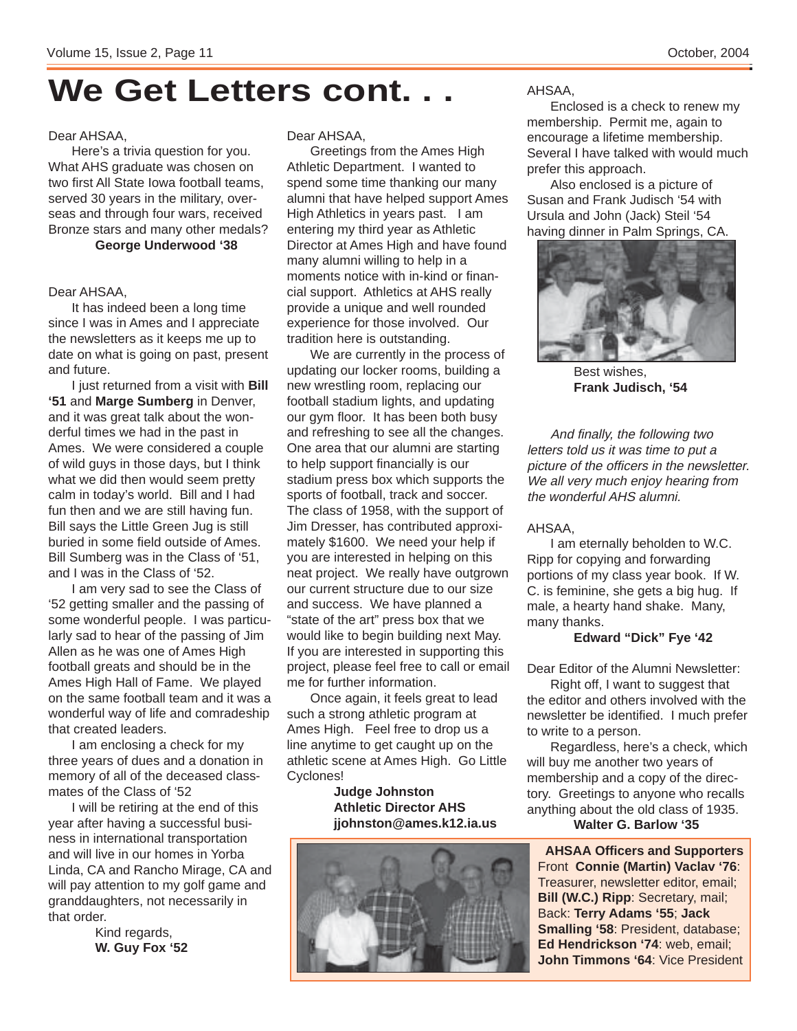# We Get Letters cont. . .

Dear AHSAA,

Here's a trivia question for you. What AHS graduate was chosen on two first All State Iowa football teams, served 30 years in the military, overseas and through four wars, received Bronze stars and many other medals?

**George Underwood '38**

Dear AHSAA,

It has indeed been a long time since I was in Ames and I appreciate the newsletters as it keeps me up to date on what is going on past, present and future.

I just returned from a visit with **Bill '51** and **Marge Sumberg** in Denver, and it was great talk about the wonderful times we had in the past in Ames. We were considered a couple of wild guys in those days, but I think what we did then would seem pretty calm in today's world. Bill and I had fun then and we are still having fun. Bill says the Little Green Jug is still buried in some field outside of Ames. Bill Sumberg was in the Class of '51, and I was in the Class of '52.

I am very sad to see the Class of '52 getting smaller and the passing of some wonderful people. I was particularly sad to hear of the passing of Jim Allen as he was one of Ames High football greats and should be in the Ames High Hall of Fame. We played on the same football team and it was a wonderful way of life and comradeship that created leaders.

I am enclosing a check for my three years of dues and a donation in memory of all of the deceased classmates of the Class of '52

I will be retiring at the end of this year after having a successful business in international transportation and will live in our homes in Yorba Linda, CA and Rancho Mirage, CA and will pay attention to my golf game and granddaughters, not necessarily in that order.

Kind regards,
**W. Guy Fox '52**

Dear AHSAA,

Greetings from the Ames High Athletic Department. I wanted to spend some time thanking our many alumni that have helped support Ames High Athletics in years past. I am entering my third year as Athletic Director at Ames High and have found many alumni willing to help in a moments notice with in-kind or financial support. Athletics at AHS really provide a unique and well rounded experience for those involved. Our tradition here is outstanding.

We are currently in the process of updating our locker rooms, building a new wrestling room, replacing our football stadium lights, and updating our gym floor. It has been both busy and refreshing to see all the changes. One area that our alumni are starting to help support financially is our stadium press box which supports the sports of football, track and soccer. The class of 1958, with the support of Jim Dresser, has contributed approximately $1600. We need your help if you are interested in helping on this neat project. We really have outgrown our current structure due to our size and success. We have planned a "state of the art" press box that we would like to begin building next May. If you are interested in supporting this project, please feel free to call or email me for further information.

Once again, it feels great to lead such a strong athletic program at Ames High. Feel free to drop us a line anytime to get caught up on the athletic scene at Ames High. Go Little Cyclones!

**Judge Johnston**
**Athletic Director AHS**
**jjohnston@ames.k12.ia.us**

**AHSAA Officers and Supporters** Front **Connie (Martin) Vaclav '76**: Treasurer, newsletter editor, email; **Bill (W.C.) Ripp**: Secretary, mail; Back: **Terry Adams '55**; **Jack Smalling '58**: President, database; **Ed Hendrickson '74**: web, email; **John Timmons '64**: Vice President

AHSAA,

Enclosed is a check to renew my membership. Permit me, again to encourage a lifetime membership. Several I have talked with would much prefer this approach.

Also enclosed is a picture of Susan and Frank Judisch '54 with Ursula and John (Jack) Steil '54 having dinner in Palm Springs, CA.

Best wishes,
**Frank Judisch, '54**

*And finally, the following two letters told us it was time to put a picture of the officers in the newsletter. We all very much enjoy hearing from the wonderful AHS alumni.*

AHSAA,

I am eternally beholden to W.C. Ripp for copying and forwarding portions of my class year book. If W. C. is feminine, she gets a big hug. If male, a hearty hand shake. Many, many thanks.

**Edward "Dick" Fye '42**

Dear Editor of the Alumni Newsletter:

Right off, I want to suggest that the editor and others involved with the newsletter be identified. I much prefer to write to a person.

Regardless, here's a check, which will buy me another two years of membership and a copy of the directory. Greetings to anyone who recalls anything about the old class of 1935.

**Walter G. Barlow '35**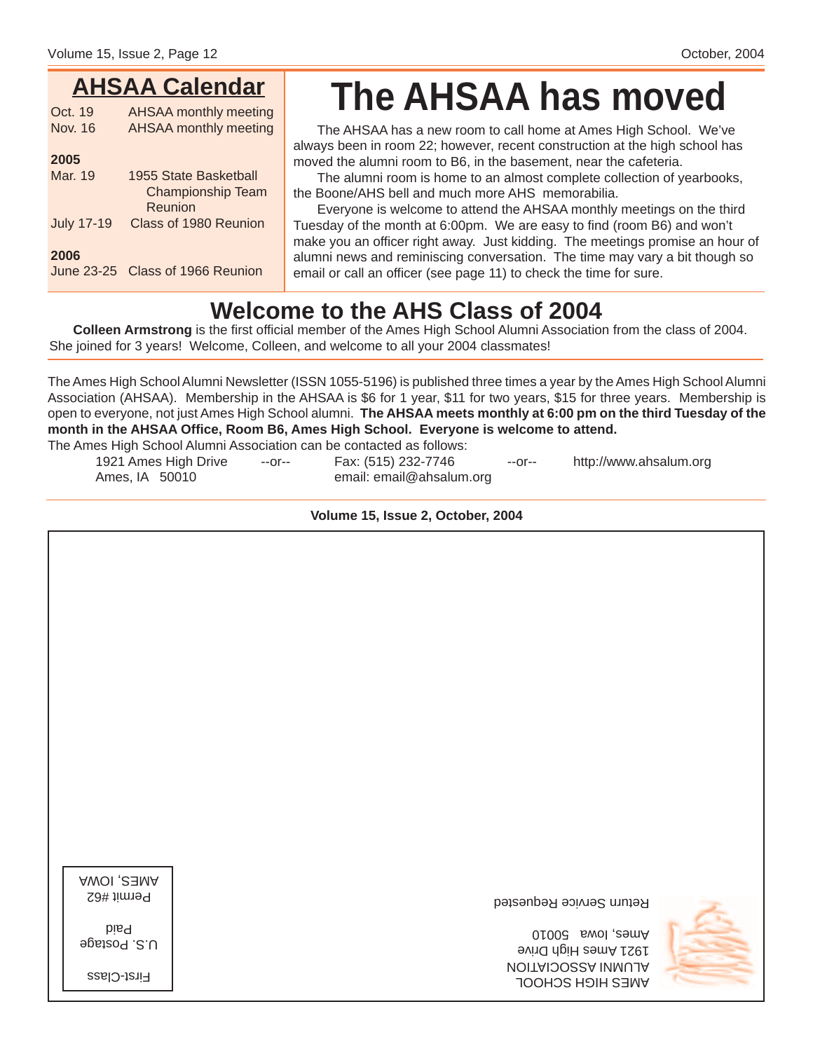## AHSAA Calendar

| | |
|---|---|
| Oct. 19 | AHSAA monthly meeting |
| Nov. 16 | AHSAA monthly meeting |
| **2005** | |
| Mar. 19 | 1955 State Basketball Championship Team Reunion |
| July 17-19 | Class of 1980 Reunion |
| **2006** | |
| June 23-25 | Class of 1966 Reunion |

# The AHSAA has moved

The AHSAA has a new room to call home at Ames High School. We've always been in room 22; however, recent construction at the high school has moved the alumni room to B6, in the basement, near the cafeteria.

The alumni room is home to an almost complete collection of yearbooks, the Boone/AHS bell and much more AHS memorabilia.

Everyone is welcome to attend the AHSAA monthly meetings on the third Tuesday of the month at 6:00pm. We are easy to find (room B6) and won't make you an officer right away. Just kidding. The meetings promise an hour of alumni news and reminiscing conversation. The time may vary a bit though so email or call an officer (see page 11) to check the time for sure.

## Welcome to the AHS Class of 2004

**Colleen Armstrong** is the first official member of the Ames High School Alumni Association from the class of 2004. She joined for 3 years! Welcome, Colleen, and welcome to all your 2004 classmates!

The Ames High School Alumni Newsletter (ISSN 1055-5196) is published three times a year by the Ames High School Alumni Association (AHSAA). Membership in the AHSAA is $6 for 1 year, $11 for two years, $15 for three years. Membership is open to everyone, not just Ames High School alumni. **The AHSAA meets monthly at 6:00 pm on the third Tuesday of the month in the AHSAA Office, Room B6, Ames High School. Everyone is welcome to attend.**

The Ames High School Alumni Association can be contacted as follows:

1921 Ames High Drive
Ames, IA 50010
--or--
Fax: (515) 232-7746
email: email@ahsalum.org
--or--
http://www.ahsalum.org

**Volume 15, Issue 2, October, 2004**

AMES HIGH SCHOOL
ALUMNI ASSOCIATION
1921 Ames High Drive
Ames, Iowa 50010

Return Service Requested

First-Class
U.S. Postage
Paid
Permit #62
AMES, IOWA